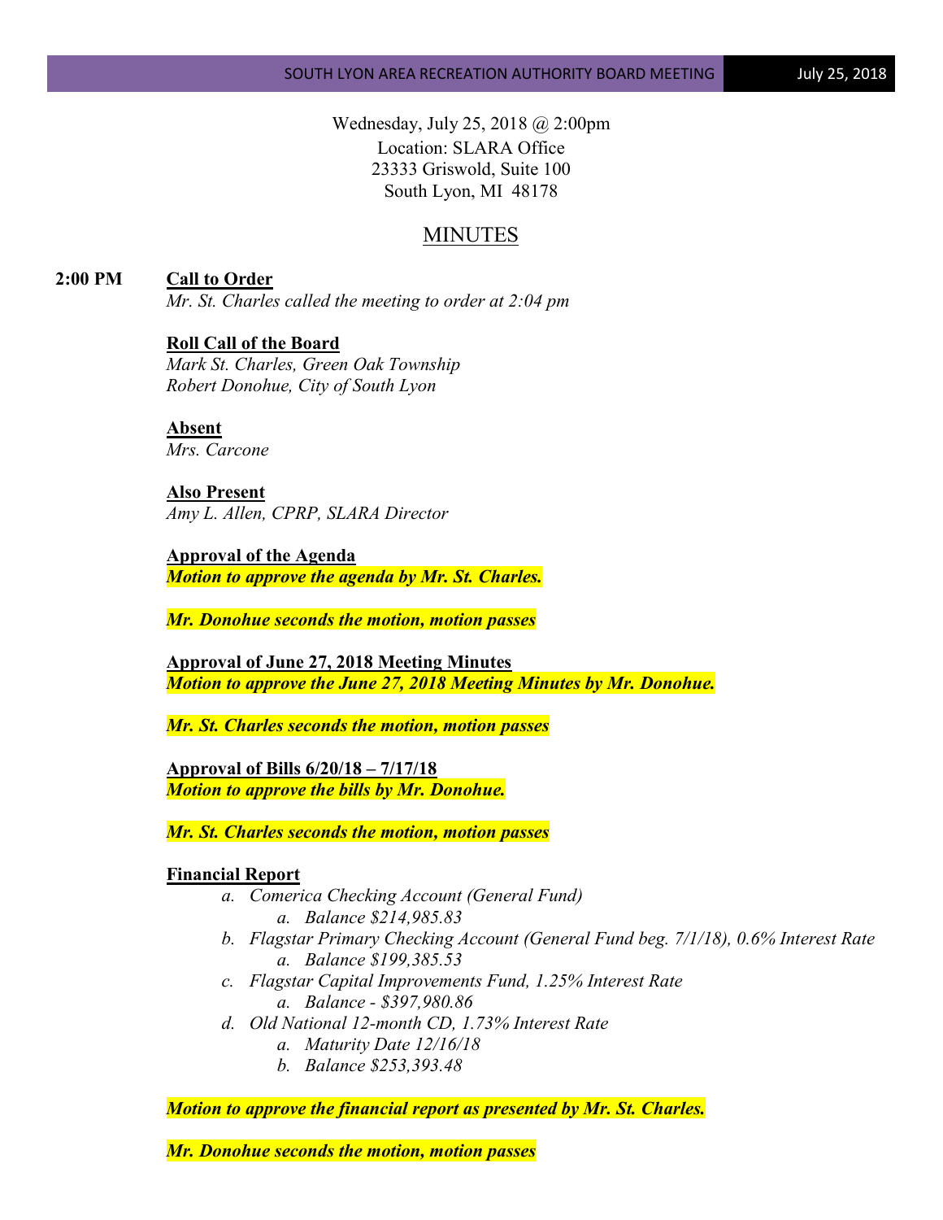Wednesday, July 25, 2018 @ 2:00pm
Location: SLARA Office
23333 Griswold, Suite 100
South Lyon, MI 48178

# MINUTES

**2:00 PM** **Call to Order**

*Mr. St. Charles called the meeting to order at 2:04 pm*

**Roll Call of the Board**

*Mark St. Charles, Green Oak Township*
*Robert Donohue, City of South Lyon*

**Absent**

*Mrs. Carcone*

**Also Present**

*Amy L. Allen, CPRP, SLARA Director*

**Approval of the Agenda**

***Motion to approve the agenda by Mr. St. Charles.***

***Mr. Donohue seconds the motion, motion passes***

**Approval of June 27, 2018 Meeting Minutes**

***Motion to approve the June 27, 2018 Meeting Minutes by Mr. Donohue.***

***Mr. St. Charles seconds the motion, motion passes***

**Approval of Bills 6/20/18 – 7/17/18**

***Motion to approve the bills by Mr. Donohue.***

***Mr. St. Charles seconds the motion, motion passes***

**Financial Report**

a. *Comerica Checking Account (General Fund)*
   a. *Balance $214,985.83*
b. *Flagstar Primary Checking Account (General Fund beg. 7/1/18), 0.6% Interest Rate*
   a. *Balance $199,385.53*
c. *Flagstar Capital Improvements Fund, 1.25% Interest Rate*
   a. *Balance - $397,980.86*
d. *Old National 12-month CD, 1.73% Interest Rate*
   a. *Maturity Date 12/16/18*
   b. *Balance $253,393.48*

***Motion to approve the financial report as presented by Mr. St. Charles.***

***Mr. Donohue seconds the motion, motion passes***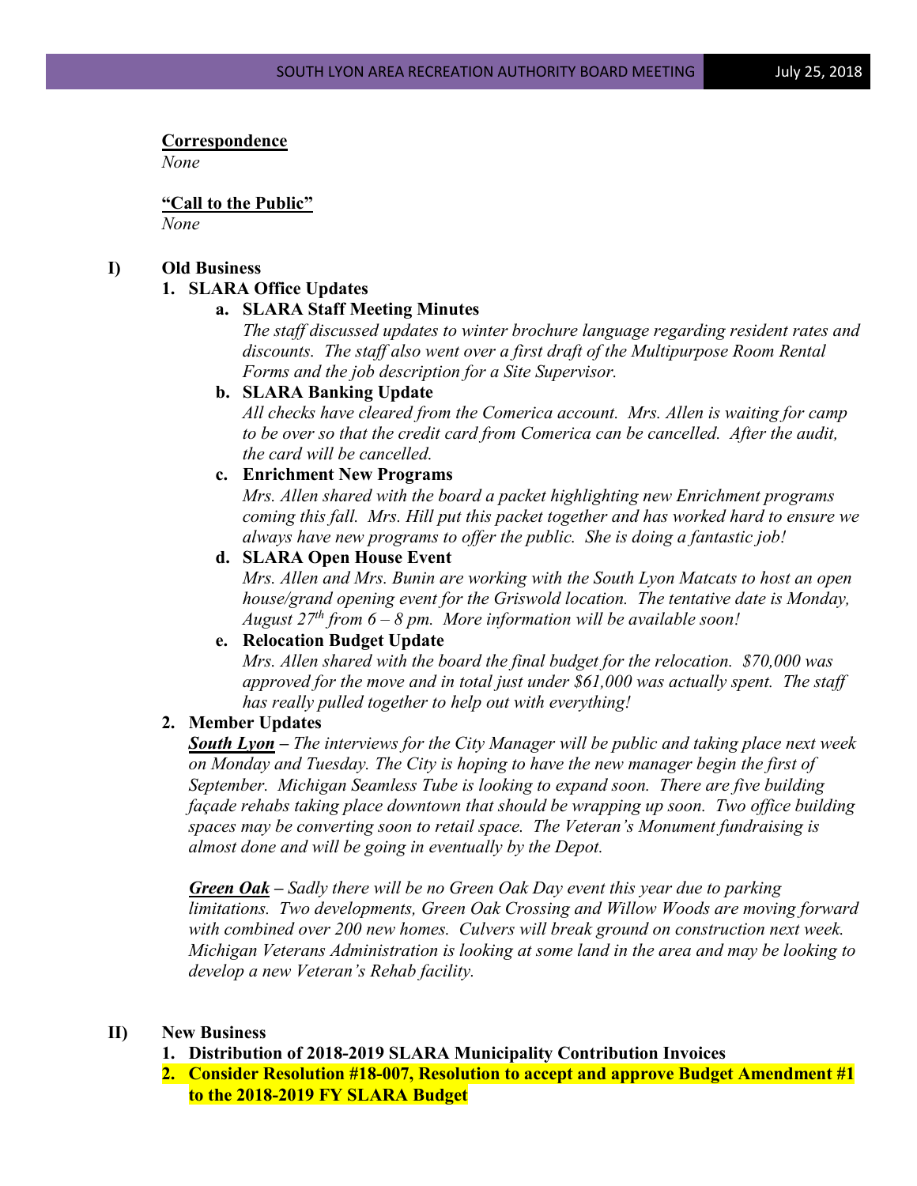**Correspondence**

*None*

**"Call to the Public"**

*None*

**I) Old Business**

**1. SLARA Office Updates**

**a. SLARA Staff Meeting Minutes**

*The staff discussed updates to winter brochure language regarding resident rates and discounts. The staff also went over a first draft of the Multipurpose Room Rental Forms and the job description for a Site Supervisor.*

**b. SLARA Banking Update**

*All checks have cleared from the Comerica account. Mrs. Allen is waiting for camp to be over so that the credit card from Comerica can be cancelled. After the audit, the card will be cancelled.*

**c. Enrichment New Programs**

*Mrs. Allen shared with the board a packet highlighting new Enrichment programs coming this fall. Mrs. Hill put this packet together and has worked hard to ensure we always have new programs to offer the public. She is doing a fantastic job!*

**d. SLARA Open House Event**

*Mrs. Allen and Mrs. Bunin are working with the South Lyon Matcats to host an open house/grand opening event for the Griswold location. The tentative date is Monday, August 27th from 6 – 8 pm. More information will be available soon!*

**e. Relocation Budget Update**

*Mrs. Allen shared with the board the final budget for the relocation. $70,000 was approved for the move and in total just under $61,000 was actually spent. The staff has really pulled together to help out with everything!*

**2. Member Updates**

***South Lyon*** *– The interviews for the City Manager will be public and taking place next week on Monday and Tuesday. The City is hoping to have the new manager begin the first of September. Michigan Seamless Tube is looking to expand soon. There are five building façade rehabs taking place downtown that should be wrapping up soon. Two office building spaces may be converting soon to retail space. The Veteran's Monument fundraising is almost done and will be going in eventually by the Depot.*

***Green Oak*** *– Sadly there will be no Green Oak Day event this year due to parking limitations. Two developments, Green Oak Crossing and Willow Woods are moving forward with combined over 200 new homes. Culvers will break ground on construction next week. Michigan Veterans Administration is looking at some land in the area and may be looking to develop a new Veteran's Rehab facility.*

**II) New Business**

**1. Distribution of 2018-2019 SLARA Municipality Contribution Invoices**

**2. Consider Resolution #18-007, Resolution to accept and approve Budget Amendment #1 to the 2018-2019 FY SLARA Budget**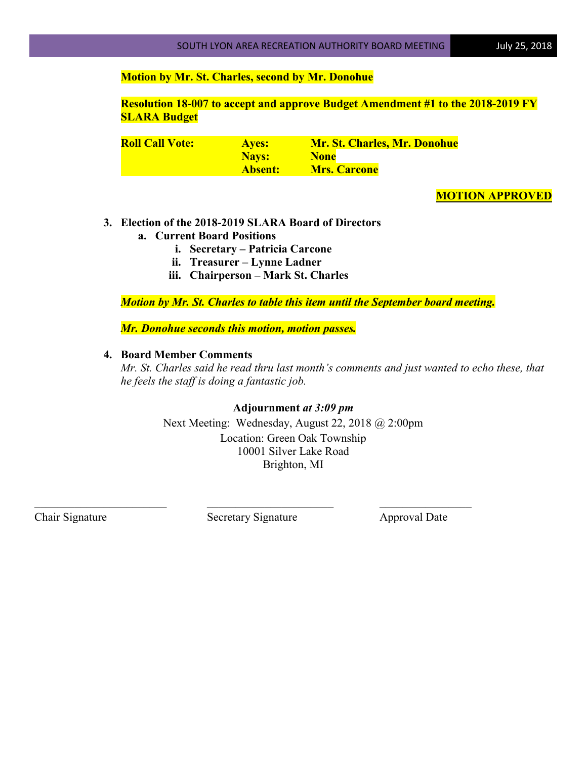**Motion by Mr. St. Charles, second by Mr. Donohue**

**Resolution 18-007 to accept and approve Budget Amendment #1 to the 2018-2019 FY SLARA Budget**

| | | |
|---|---|---|
| **Roll Call Vote:** | **Ayes:** | **Mr. St. Charles, Mr. Donohue** |
| | **Nays:** | **None** |
| | **Absent:** | **Mrs. Carcone** |

**MOTION APPROVED**

3. **Election of the 2018-2019 SLARA Board of Directors**
    a. **Current Board Positions**
        i. **Secretary – Patricia Carcone**
        ii. **Treasurer – Lynne Ladner**
        iii. **Chairperson – Mark St. Charles**

***Motion by Mr. St. Charles to table this item until the September board meeting.***

***Mr. Donohue seconds this motion, motion passes.***

4. **Board Member Comments**
   *Mr. St. Charles said he read thru last month's comments and just wanted to echo these, that he feels the staff is doing a fantastic job.*

**Adjournment** ***at 3:09 pm***

Next Meeting: Wednesday, August 22, 2018 @ 2:00pm

Location: Green Oak Township

10001 Silver Lake Road

Brighton, MI

\_\_\_\_\_\_\_\_\_\_\_\_\_\_\_\_\_\_\_\_\_\_\_\_ Chair Signature

\_\_\_\_\_\_\_\_\_\_\_\_\_\_\_\_\_\_\_\_\_\_\_\_ Secretary Signature

\_\_\_\_\_\_\_\_\_\_\_\_\_\_\_\_\_ Approval Date